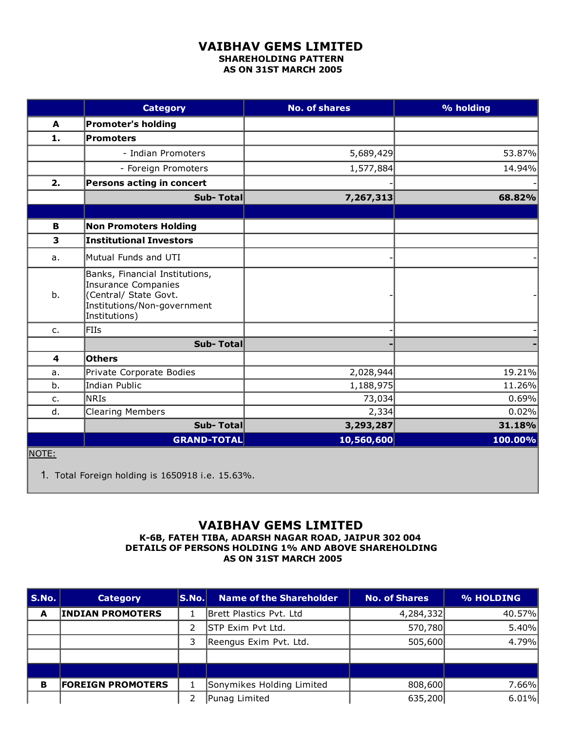# VAIBHAV GEMS LIMITED

**SHAREHOLDING PATTERN**
**AS ON 31ST MARCH 2005**

| | Category | No. of shares | % holding |
|---|---|---|---|
| **A** | **Promoter's holding** | | |
| **1.** | **Promoters** | | |
| | - Indian Promoters | 5,689,429 | 53.87% |
| | - Foreign Promoters | 1,577,884 | 14.94% |
| **2.** | **Persons acting in concert** | - | - |
| | **Sub- Total** | **7,267,313** | **68.82%** |
| | | | |
| **B** | **Non Promoters Holding** | | |
| **3** | **Institutional Investors** | | |
| a. | Mutual Funds and UTI | - | - |
| b. | Banks, Financial Institutions, Insurance Companies (Central/ State Govt. Institutions/Non-government Institutions) | - | - |
| c. | FIIs | - | - |
| | **Sub- Total** | **-** | **-** |
| **4** | **Others** | | |
| a. | Private Corporate Bodies | 2,028,944 | 19.21% |
| b. | Indian Public | 1,188,975 | 11.26% |
| c. | NRIs | 73,034 | 0.69% |
| d. | Clearing Members | 2,334 | 0.02% |
| | **Sub- Total** | **3,293,287** | **31.18%** |
| | **GRAND-TOTAL** | **10,560,600** | **100.00%** |

NOTE:

1. Total Foreign holding is 1650918 i.e. 15.63%.

# VAIBHAV GEMS LIMITED

**K-6B, FATEH TIBA, ADARSH NAGAR ROAD, JAIPUR 302 004**
**DETAILS OF PERSONS HOLDING 1% AND ABOVE SHAREHOLDING**
**AS ON 31ST MARCH 2005**

| S.No. | Category | S.No. | Name of the Shareholder | No. of Shares | % HOLDING |
|---|---|---|---|---|---|
| **A** | **INDIAN PROMOTERS** | 1 | Brett Plastics Pvt. Ltd | 4,284,332 | 40.57% |
| | | 2 | STP Exim Pvt Ltd. | 570,780 | 5.40% |
| | | 3 | Reengus Exim Pvt. Ltd. | 505,600 | 4.79% |
| | | | | | |
| | | | | | |
| **B** | **FOREIGN PROMOTERS** | 1 | Sonymikes Holding Limited | 808,600 | 7.66% |
| | | 2 | Punag Limited | 635,200 | 6.01% |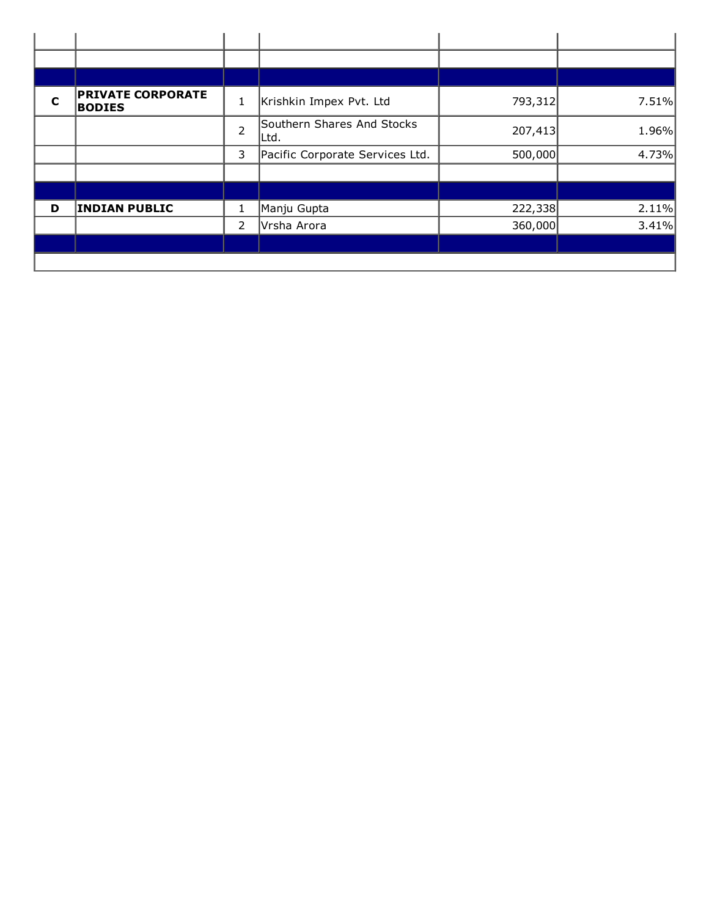| | | | | | |
|---|---|---|---|---|---|
| | | | | | |
| | | | | | |
| | | | | | |
| **C** | **PRIVATE CORPORATE BODIES** | 1 | Krishkin Impex Pvt. Ltd | 793,312 | 7.51% |
| | | 2 | Southern Shares And Stocks Ltd. | 207,413 | 1.96% |
| | | 3 | Pacific Corporate Services Ltd. | 500,000 | 4.73% |
| | | | | | |
| | | | | | |
| **D** | **INDIAN PUBLIC** | 1 | Manju Gupta | 222,338 | 2.11% |
| | | 2 | Vrsha Arora | 360,000 | 3.41% |
| | | | | | |
| | | | | | |